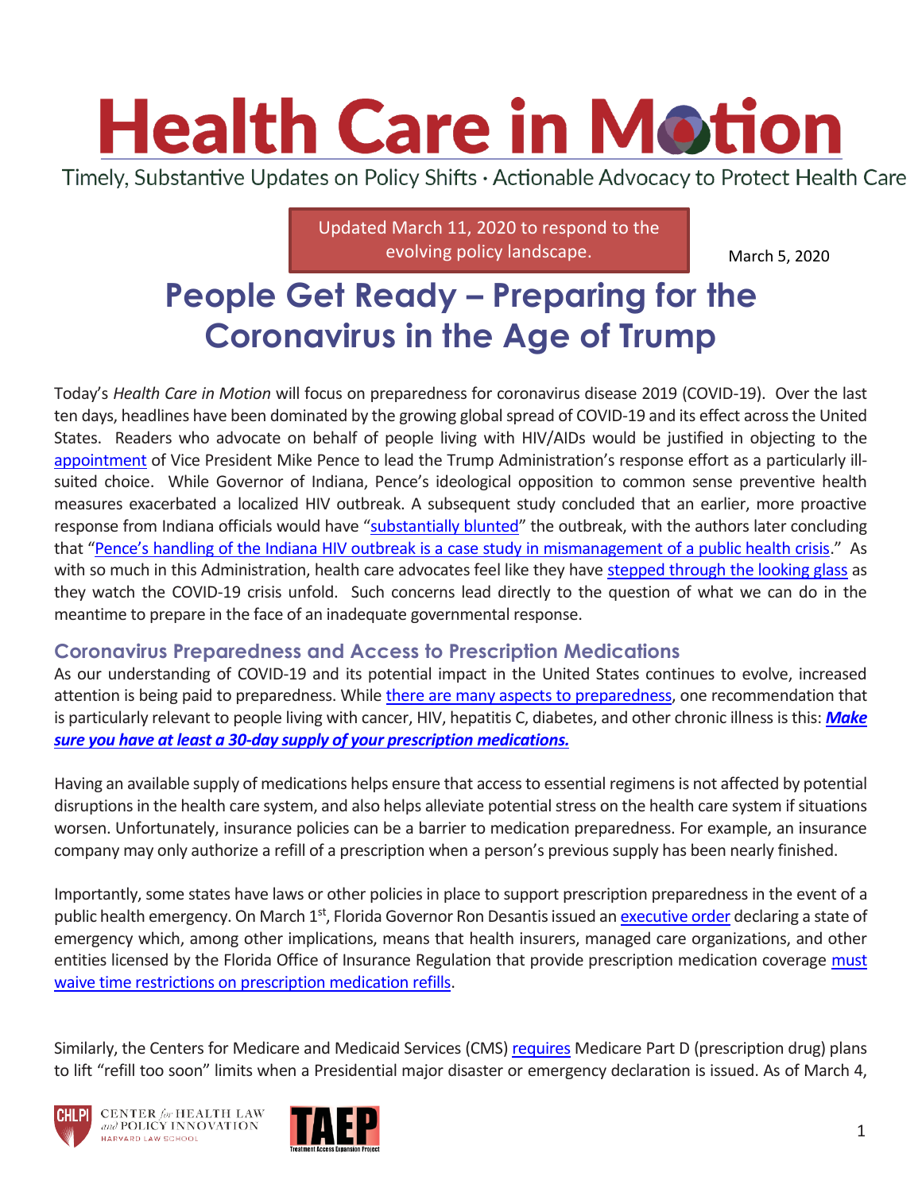# Health Care in Motion

Timely, Substantive Updates on Policy Shifts · Actionable Advocacy to Protect Health Care

Updated March 11, 2020 to respond to the evolving policy landscape.

March 5, 2020

## People Get Ready – Preparing for the Coronavirus in the Age of Trump

Today's *Health Care in Motion* will focus on preparedness for coronavirus disease 2019 (COVID-19). Over the last ten days, headlines have been dominated by the growing global spread of COVID-19 and its effect across the United States. Readers who advocate on behalf of people living with HIV/AIDs would be justified in objecting to the appointment of Vice President Mike Pence to lead the Trump Administration's response effort as a particularly ill-suited choice. While Governor of Indiana, Pence's ideological opposition to common sense preventive health measures exacerbated a localized HIV outbreak. A subsequent study concluded that an earlier, more proactive response from Indiana officials would have "substantially blunted" the outbreak, with the authors later concluding that "Pence's handling of the Indiana HIV outbreak is a case study in mismanagement of a public health crisis." As with so much in this Administration, health care advocates feel like they have stepped through the looking glass as they watch the COVID-19 crisis unfold. Such concerns lead directly to the question of what we can do in the meantime to prepare in the face of an inadequate governmental response.

### Coronavirus Preparedness and Access to Prescription Medications

As our understanding of COVID-19 and its potential impact in the United States continues to evolve, increased attention is being paid to preparedness. While there are many aspects to preparedness, one recommendation that is particularly relevant to people living with cancer, HIV, hepatitis C, diabetes, and other chronic illness is this: ***Make sure you have at least a 30-day supply of your prescription medications.***

Having an available supply of medications helps ensure that access to essential regimens is not affected by potential disruptions in the health care system, and also helps alleviate potential stress on the health care system if situations worsen. Unfortunately, insurance policies can be a barrier to medication preparedness. For example, an insurance company may only authorize a refill of a prescription when a person's previous supply has been nearly finished.

Importantly, some states have laws or other policies in place to support prescription preparedness in the event of a public health emergency. On March 1st, Florida Governor Ron Desantis issued an executive order declaring a state of emergency which, among other implications, means that health insurers, managed care organizations, and other entities licensed by the Florida Office of Insurance Regulation that provide prescription medication coverage must waive time restrictions on prescription medication refills.

Similarly, the Centers for Medicare and Medicaid Services (CMS) requires Medicare Part D (prescription drug) plans to lift "refill too soon" limits when a Presidential major disaster or emergency declaration is issued. As of March 4,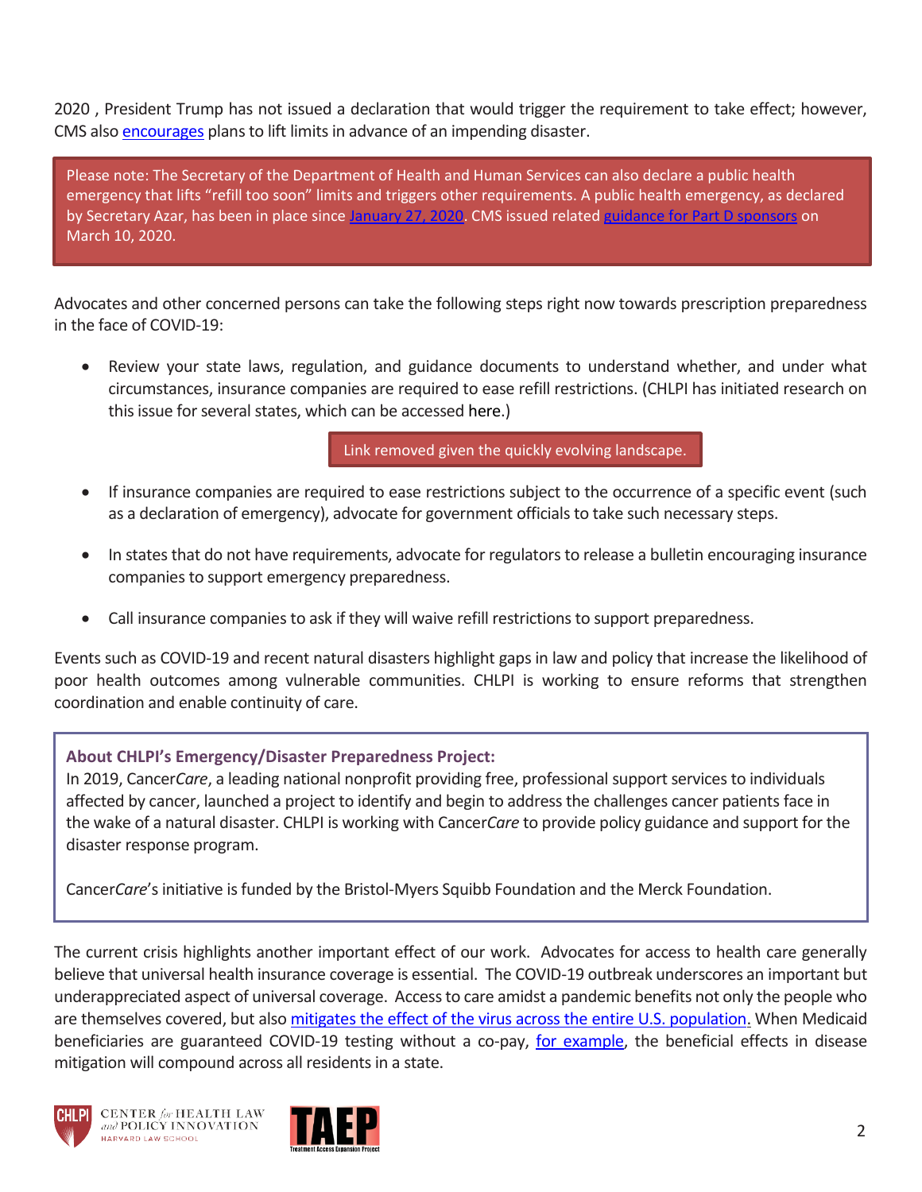2020 , President Trump has not issued a declaration that would trigger the requirement to take effect; however, CMS also encourages plans to lift limits in advance of an impending disaster.

> Please note: The Secretary of the Department of Health and Human Services can also declare a public health emergency that lifts "refill too soon" limits and triggers other requirements. A public health emergency, as declared by Secretary Azar, has been in place since January 27, 2020. CMS issued related guidance for Part D sponsors on March 10, 2020.

Advocates and other concerned persons can take the following steps right now towards prescription preparedness in the face of COVID-19:

- Review your state laws, regulation, and guidance documents to understand whether, and under what circumstances, insurance companies are required to ease refill restrictions. (CHLPI has initiated research on this issue for several states, which can be accessed here.)

  Link removed given the quickly evolving landscape.

- If insurance companies are required to ease restrictions subject to the occurrence of a specific event (such as a declaration of emergency), advocate for government officials to take such necessary steps.
- In states that do not have requirements, advocate for regulators to release a bulletin encouraging insurance companies to support emergency preparedness.
- Call insurance companies to ask if they will waive refill restrictions to support preparedness.

Events such as COVID-19 and recent natural disasters highlight gaps in law and policy that increase the likelihood of poor health outcomes among vulnerable communities. CHLPI is working to ensure reforms that strengthen coordination and enable continuity of care.

> **About CHLPI's Emergency/Disaster Preparedness Project:**
> In 2019, Cancer*Care*, a leading national nonprofit providing free, professional support services to individuals affected by cancer, launched a project to identify and begin to address the challenges cancer patients face in the wake of a natural disaster. CHLPI is working with Cancer*Care* to provide policy guidance and support for the disaster response program.
>
> Cancer*Care*'s initiative is funded by the Bristol-Myers Squibb Foundation and the Merck Foundation.

The current crisis highlights another important effect of our work. Advocates for access to health care generally believe that universal health insurance coverage is essential. The COVID-19 outbreak underscores an important but underappreciated aspect of universal coverage. Access to care amidst a pandemic benefits not only the people who are themselves covered, but also mitigates the effect of the virus across the entire U.S. population. When Medicaid beneficiaries are guaranteed COVID-19 testing without a co-pay, for example, the beneficial effects in disease mitigation will compound across all residents in a state.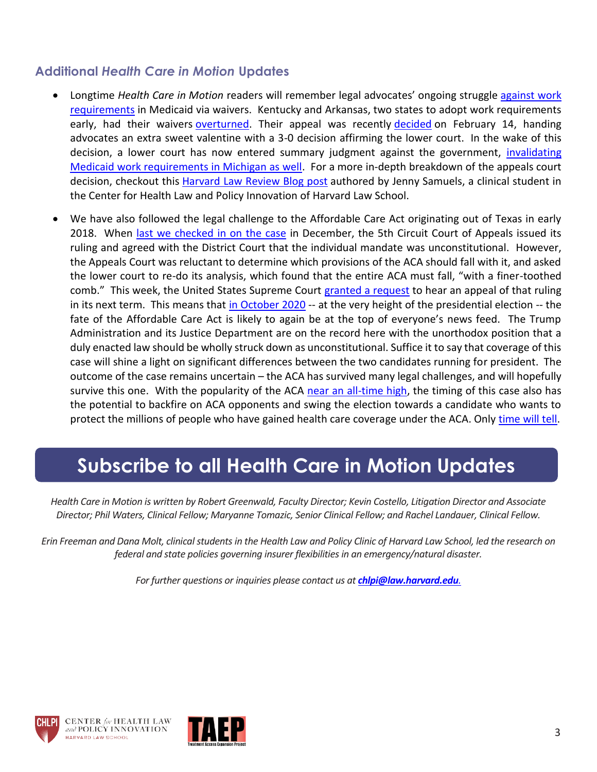## Additional *Health Care in Motion* Updates

- Longtime *Health Care in Motion* readers will remember legal advocates' ongoing struggle against work requirements in Medicaid via waivers. Kentucky and Arkansas, two states to adopt work requirements early, had their waivers overturned. Their appeal was recently decided on February 14, handing advocates an extra sweet valentine with a 3-0 decision affirming the lower court. In the wake of this decision, a lower court has now entered summary judgment against the government, invalidating Medicaid work requirements in Michigan as well. For a more in-depth breakdown of the appeals court decision, checkout this Harvard Law Review Blog post authored by Jenny Samuels, a clinical student in the Center for Health Law and Policy Innovation of Harvard Law School.

- We have also followed the legal challenge to the Affordable Care Act originating out of Texas in early 2018. When last we checked in on the case in December, the 5th Circuit Court of Appeals issued its ruling and agreed with the District Court that the individual mandate was unconstitutional. However, the Appeals Court was reluctant to determine which provisions of the ACA should fall with it, and asked the lower court to re-do its analysis, which found that the entire ACA must fall, "with a finer-toothed comb." This week, the United States Supreme Court granted a request to hear an appeal of that ruling in its next term. This means that in October 2020 -- at the very height of the presidential election -- the fate of the Affordable Care Act is likely to again be at the top of everyone's news feed. The Trump Administration and its Justice Department are on the record here with the unorthodox position that a duly enacted law should be wholly struck down as unconstitutional. Suffice it to say that coverage of this case will shine a light on significant differences between the two candidates running for president. The outcome of the case remains uncertain – the ACA has survived many legal challenges, and will hopefully survive this one. With the popularity of the ACA near an all-time high, the timing of this case also has the potential to backfire on ACA opponents and swing the election towards a candidate who wants to protect the millions of people who have gained health care coverage under the ACA. Only time will tell.

# Subscribe to all Health Care in Motion Updates

*Health Care in Motion is written by Robert Greenwald, Faculty Director; Kevin Costello, Litigation Director and Associate Director; Phil Waters, Clinical Fellow; Maryanne Tomazic, Senior Clinical Fellow; and Rachel Landauer, Clinical Fellow.*

*Erin Freeman and Dana Molt, clinical students in the Health Law and Policy Clinic of Harvard Law School, led the research on federal and state policies governing insurer flexibilities in an emergency/natural disaster.*

*For further questions or inquiries please contact us at **chlpi@law.harvard.edu**.*